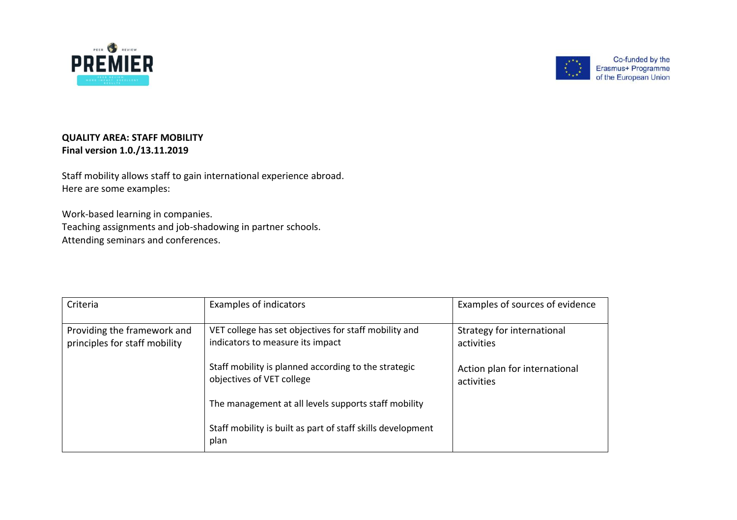**QUALITY AREA: STAFF MOBILITY**
**Final version 1.0./13.11.2019**

Staff mobility allows staff to gain international experience abroad.
Here are some examples:

Work-based learning in companies.
Teaching assignments and job-shadowing in partner schools.
Attending seminars and conferences.

| Criteria | Examples of indicators | Examples of sources of evidence |
|---|---|---|
| Providing the framework and principles for staff mobility | VET college has set objectives for staff mobility and indicators to measure its impact<br><br>Staff mobility is planned according to the strategic objectives of VET college<br><br>The management at all levels supports staff mobility<br><br>Staff mobility is built as part of staff skills development plan | Strategy for international activities<br><br>Action plan for international activities |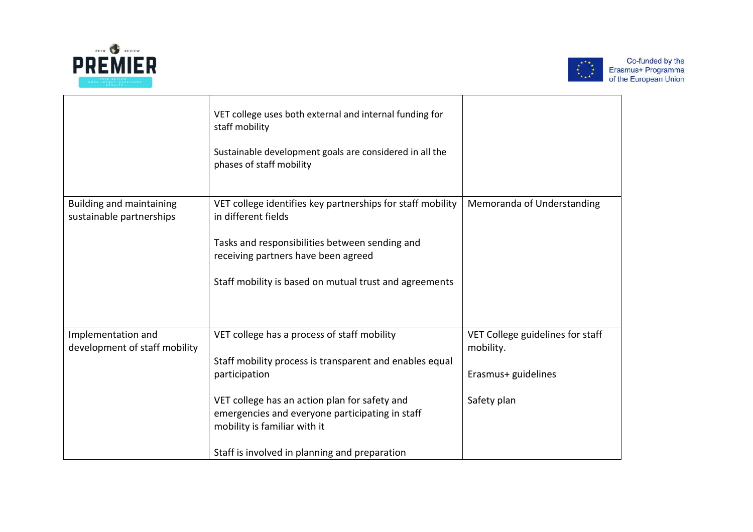| | | |
|---|---|---|
| | VET college uses both external and internal funding for staff mobility<br><br>Sustainable development goals are considered in all the phases of staff mobility | |
| Building and maintaining sustainable partnerships | VET college identifies key partnerships for staff mobility in different fields<br><br>Tasks and responsibilities between sending and receiving partners have been agreed<br><br>Staff mobility is based on mutual trust and agreements | Memoranda of Understanding |
| Implementation and development of staff mobility | VET college has a process of staff mobility<br><br>Staff mobility process is transparent and enables equal participation<br><br>VET college has an action plan for safety and emergencies and everyone participating in staff mobility is familiar with it<br><br>Staff is involved in planning and preparation | VET College guidelines for staff mobility.<br><br>Erasmus+ guidelines<br><br>Safety plan |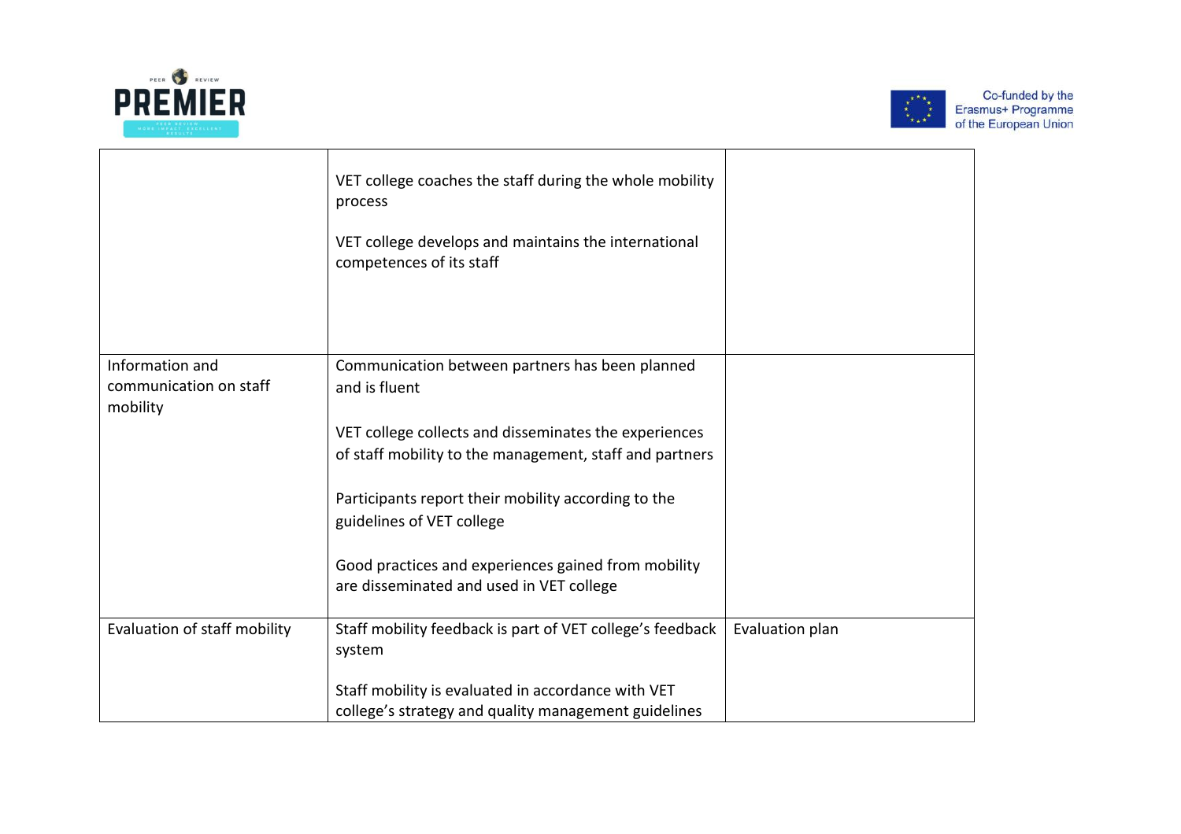| | | |
|---|---|---|
| | VET college coaches the staff during the whole mobility process<br><br>VET college develops and maintains the international competences of its staff | |
| Information and communication on staff mobility | Communication between partners has been planned and is fluent<br><br>VET college collects and disseminates the experiences of staff mobility to the management, staff and partners<br><br>Participants report their mobility according to the guidelines of VET college<br><br>Good practices and experiences gained from mobility are disseminated and used in VET college | |
| Evaluation of staff mobility | Staff mobility feedback is part of VET college's feedback system<br><br>Staff mobility is evaluated in accordance with VET college's strategy and quality management guidelines | Evaluation plan |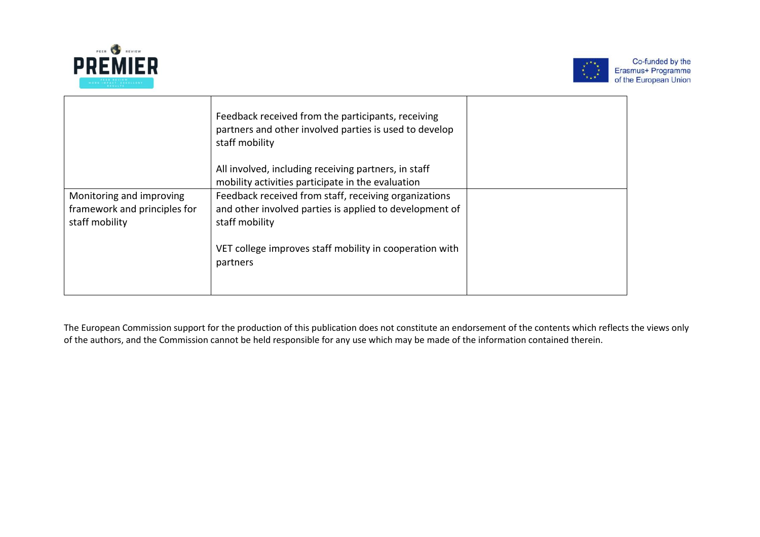| | | |
|---|---|---|
| | Feedback received from the participants, receiving partners and other involved parties is used to develop staff mobility<br><br>All involved, including receiving partners, in staff mobility activities participate in the evaluation | |
| Monitoring and improving framework and principles for staff mobility | Feedback received from staff, receiving organizations and other involved parties is applied to development of staff mobility<br><br>VET college improves staff mobility in cooperation with partners | |

The European Commission support for the production of this publication does not constitute an endorsement of the contents which reflects the views only of the authors, and the Commission cannot be held responsible for any use which may be made of the information contained therein.